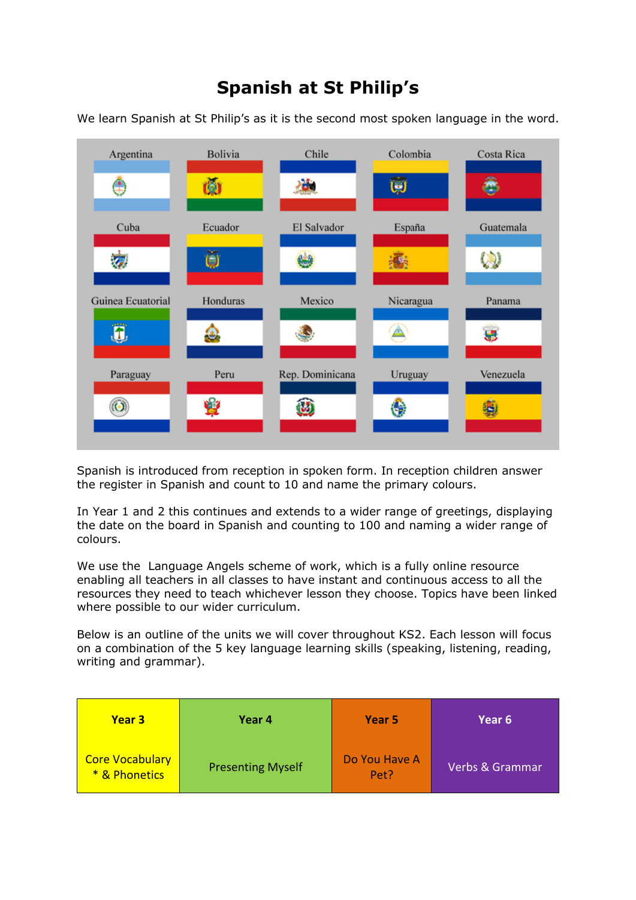# Spanish at St Philip's

We learn Spanish at St Philip's as it is the second most spoken language in the word.

Argentina, Bolivia, Chile, Colombia, Costa Rica, Cuba, Ecuador, El Salvador, España, Guatemala, Guinea Ecuatorial, Honduras, Mexico, Nicaragua, Panama, Paraguay, Peru, Rep. Dominicana, Uruguay, Venezuela

Spanish is introduced from reception in spoken form. In reception children answer the register in Spanish and count to 10 and name the primary colours.

In Year 1 and 2 this continues and extends to a wider range of greetings, displaying the date on the board in Spanish and counting to 100 and naming a wider range of colours.

We use the Language Angels scheme of work, which is a fully online resource enabling all teachers in all classes to have instant and continuous access to all the resources they need to teach whichever lesson they choose. Topics have been linked where possible to our wider curriculum.

Below is an outline of the units we will cover throughout KS2. Each lesson will focus on a combination of the 5 key language learning skills (speaking, listening, reading, writing and grammar).

| Year 3 | Year 4 | Year 5 | Year 6 |
|---|---|---|---|
| Core Vocabulary * & Phonetics | Presenting Myself | Do You Have A Pet? | Verbs & Grammar |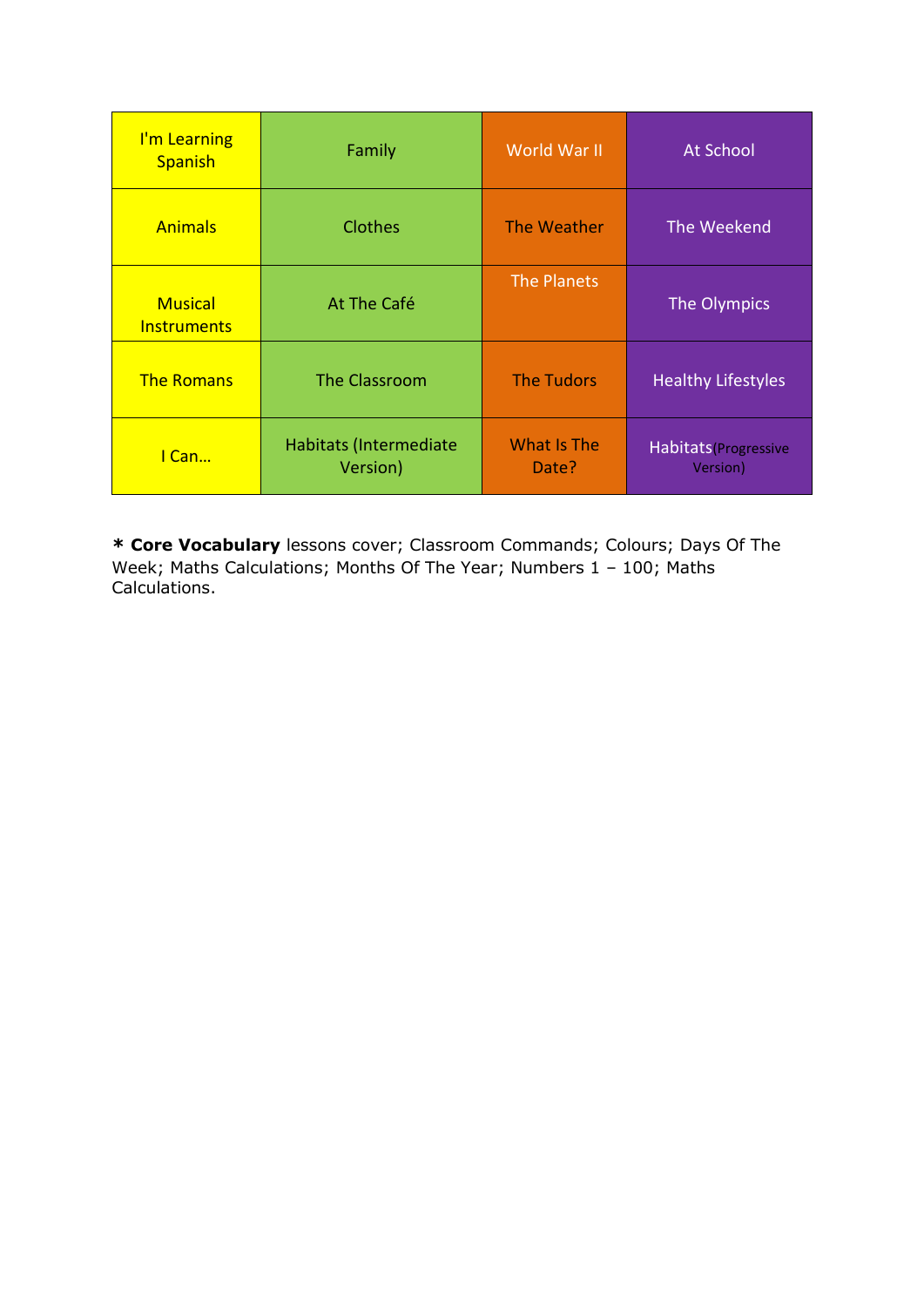| | | | |
|---|---|---|---|
| I'm Learning Spanish | Family | World War II | At School |
| Animals | Clothes | The Weather | The Weekend |
| Musical Instruments | At The Café | The Planets | The Olympics |
| The Romans | The Classroom | The Tudors | Healthy Lifestyles |
| I Can… | Habitats (Intermediate Version) | What Is The Date? | Habitats(Progressive Version) |

**\* Core Vocabulary** lessons cover; Classroom Commands; Colours; Days Of The Week; Maths Calculations; Months Of The Year; Numbers 1 – 100; Maths Calculations.